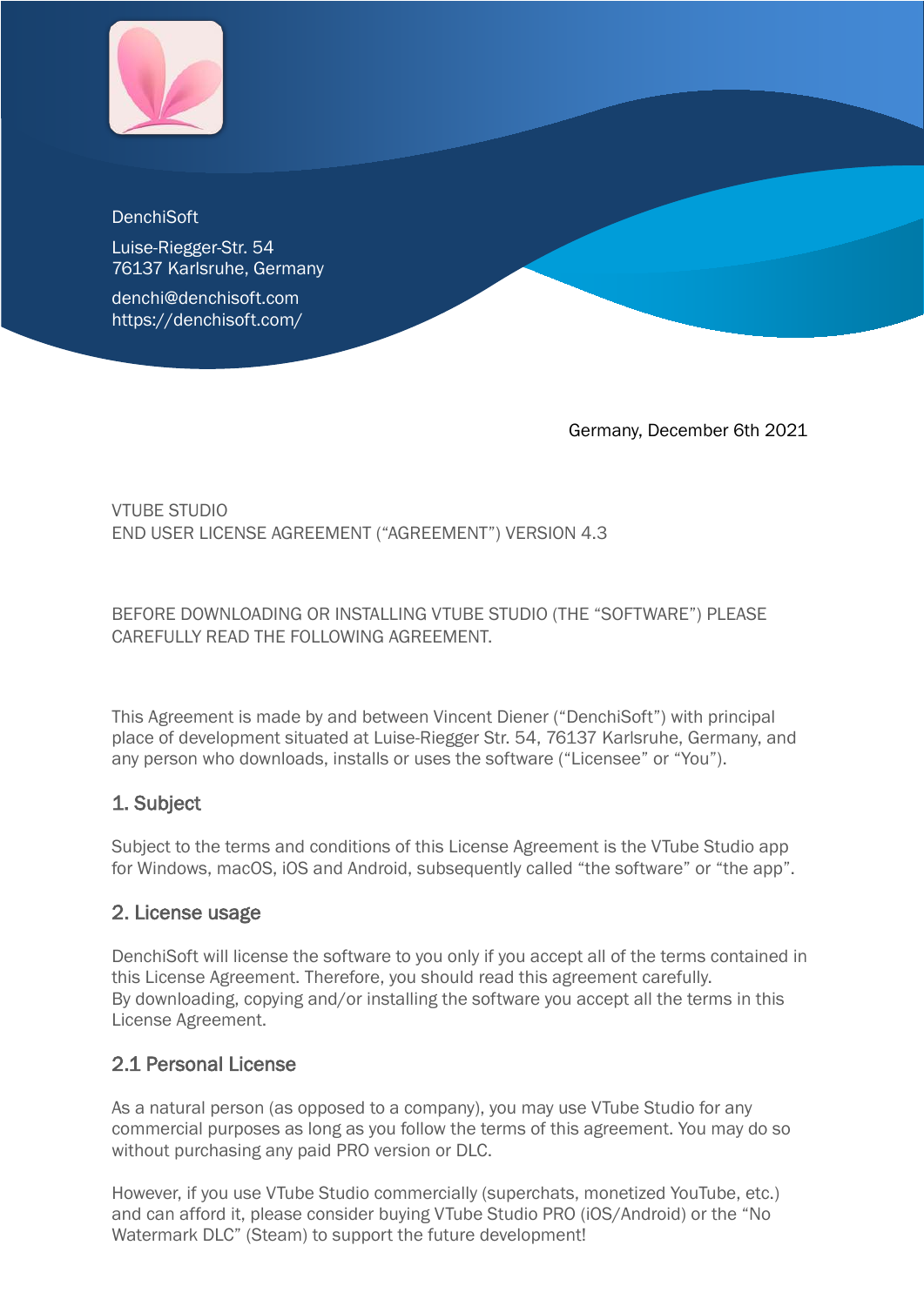DenchiSoft

Luise-Riegger-Str. 54
76137 Karlsruhe, Germany

denchi@denchisoft.com
https://denchisoft.com/

Germany, December 6th 2021

VTUBE STUDIO
END USER LICENSE AGREEMENT ("AGREEMENT") VERSION 4.3

BEFORE DOWNLOADING OR INSTALLING VTUBE STUDIO (THE "SOFTWARE") PLEASE CAREFULLY READ THE FOLLOWING AGREEMENT.

This Agreement is made by and between Vincent Diener ("DenchiSoft") with principal place of development situated at Luise-Riegger Str. 54, 76137 Karlsruhe, Germany, and any person who downloads, installs or uses the software ("Licensee" or "You").

## 1. Subject

Subject to the terms and conditions of this License Agreement is the VTube Studio app for Windows, macOS, iOS and Android, subsequently called "the software" or "the app".

## 2. License usage

DenchiSoft will license the software to you only if you accept all of the terms contained in this License Agreement. Therefore, you should read this agreement carefully.
By downloading, copying and/or installing the software you accept all the terms in this License Agreement.

## 2.1 Personal License

As a natural person (as opposed to a company), you may use VTube Studio for any commercial purposes as long as you follow the terms of this agreement. You may do so without purchasing any paid PRO version or DLC.

However, if you use VTube Studio commercially (superchats, monetized YouTube, etc.) and can afford it, please consider buying VTube Studio PRO (iOS/Android) or the "No Watermark DLC" (Steam) to support the future development!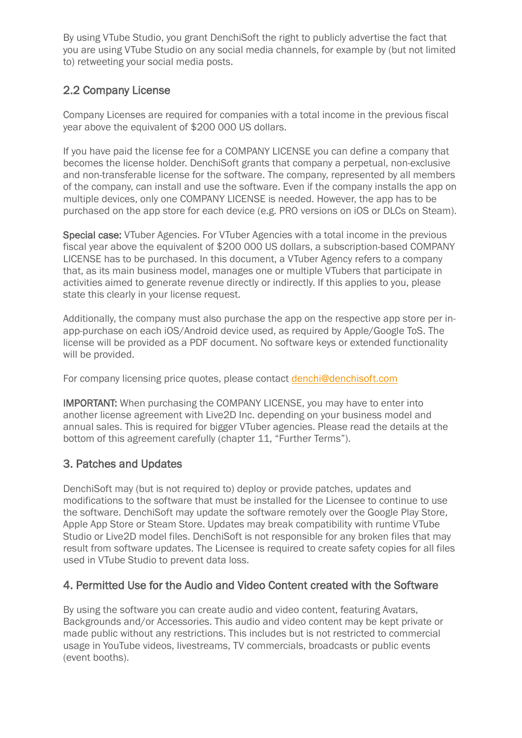By using VTube Studio, you grant DenchiSoft the right to publicly advertise the fact that you are using VTube Studio on any social media channels, for example by (but not limited to) retweeting your social media posts.

### 2.2 Company License

Company Licenses are required for companies with a total income in the previous fiscal year above the equivalent of $200 000 US dollars.

If you have paid the license fee for a COMPANY LICENSE you can define a company that becomes the license holder. DenchiSoft grants that company a perpetual, non-exclusive and non-transferable license for the software. The company, represented by all members of the company, can install and use the software. Even if the company installs the app on multiple devices, only one COMPANY LICENSE is needed. However, the app has to be purchased on the app store for each device (e.g. PRO versions on iOS or DLCs on Steam).

**Special case:** VTuber Agencies. For VTuber Agencies with a total income in the previous fiscal year above the equivalent of $200 000 US dollars, a subscription-based COMPANY LICENSE has to be purchased. In this document, a VTuber Agency refers to a company that, as its main business model, manages one or multiple VTubers that participate in activities aimed to generate revenue directly or indirectly. If this applies to you, please state this clearly in your license request.

Additionally, the company must also purchase the app on the respective app store per in-app-purchase on each iOS/Android device used, as required by Apple/Google ToS. The license will be provided as a PDF document. No software keys or extended functionality will be provided.

For company licensing price quotes, please contact denchi@denchisoft.com

**IMPORTANT:** When purchasing the COMPANY LICENSE, you may have to enter into another license agreement with Live2D Inc. depending on your business model and annual sales. This is required for bigger VTuber agencies. Please read the details at the bottom of this agreement carefully (chapter 11, “Further Terms”).

## 3. Patches and Updates

DenchiSoft may (but is not required to) deploy or provide patches, updates and modifications to the software that must be installed for the Licensee to continue to use the software. DenchiSoft may update the software remotely over the Google Play Store, Apple App Store or Steam Store. Updates may break compatibility with runtime VTube Studio or Live2D model files. DenchiSoft is not responsible for any broken files that may result from software updates. The Licensee is required to create safety copies for all files used in VTube Studio to prevent data loss.

## 4. Permitted Use for the Audio and Video Content created with the Software

By using the software you can create audio and video content, featuring Avatars, Backgrounds and/or Accessories. This audio and video content may be kept private or made public without any restrictions. This includes but is not restricted to commercial usage in YouTube videos, livestreams, TV commercials, broadcasts or public events (event booths).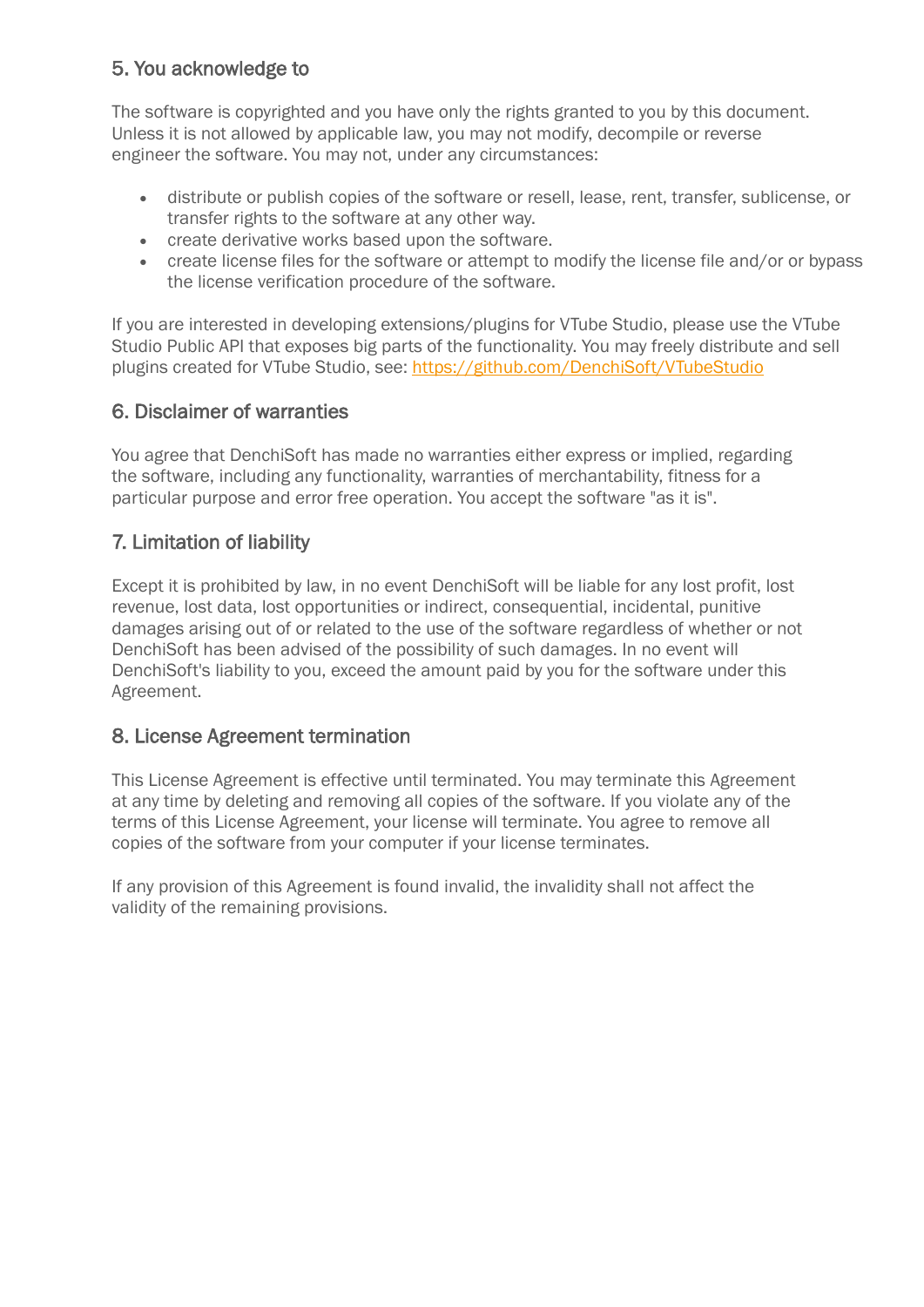## 5. You acknowledge to

The software is copyrighted and you have only the rights granted to you by this document. Unless it is not allowed by applicable law, you may not modify, decompile or reverse engineer the software. You may not, under any circumstances:

- distribute or publish copies of the software or resell, lease, rent, transfer, sublicense, or transfer rights to the software at any other way.
- create derivative works based upon the software.
- create license files for the software or attempt to modify the license file and/or or bypass the license verification procedure of the software.

If you are interested in developing extensions/plugins for VTube Studio, please use the VTube Studio Public API that exposes big parts of the functionality. You may freely distribute and sell plugins created for VTube Studio, see: [https://github.com/DenchiSoft/VTubeStudio](https://github.com/DenchiSoft/VTubeStudio)

## 6. Disclaimer of warranties

You agree that DenchiSoft has made no warranties either express or implied, regarding the software, including any functionality, warranties of merchantability, fitness for a particular purpose and error free operation. You accept the software "as it is".

## 7. Limitation of liability

Except it is prohibited by law, in no event DenchiSoft will be liable for any lost profit, lost revenue, lost data, lost opportunities or indirect, consequential, incidental, punitive damages arising out of or related to the use of the software regardless of whether or not DenchiSoft has been advised of the possibility of such damages. In no event will DenchiSoft's liability to you, exceed the amount paid by you for the software under this Agreement.

## 8. License Agreement termination

This License Agreement is effective until terminated. You may terminate this Agreement at any time by deleting and removing all copies of the software. If you violate any of the terms of this License Agreement, your license will terminate. You agree to remove all copies of the software from your computer if your license terminates.

If any provision of this Agreement is found invalid, the invalidity shall not affect the validity of the remaining provisions.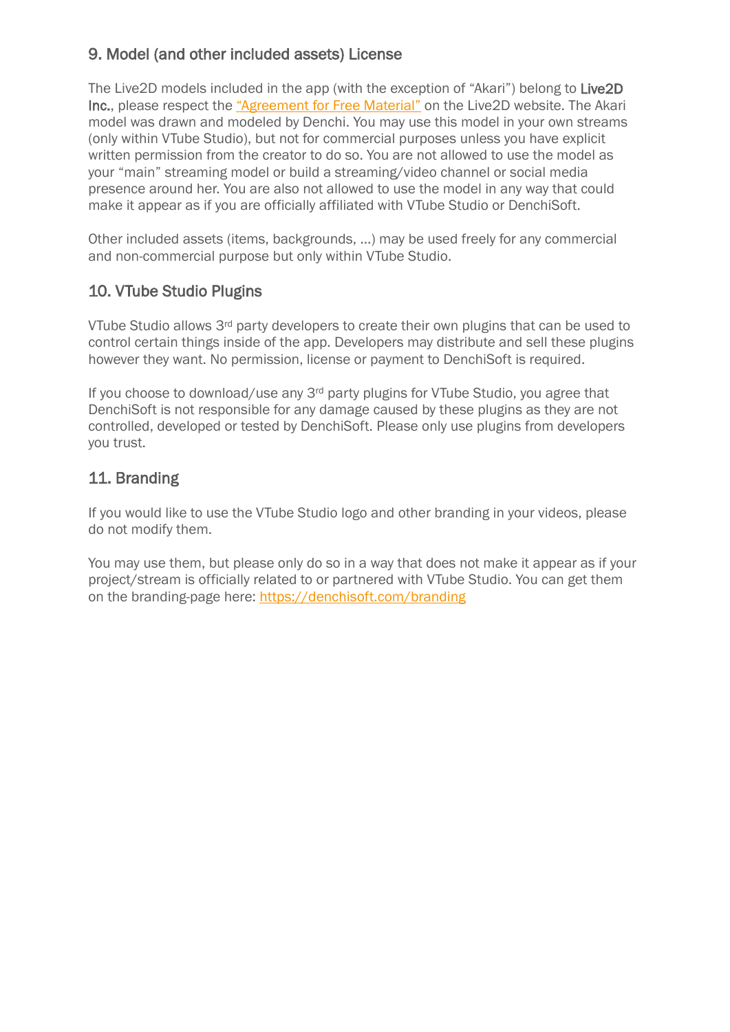## 9. Model (and other included assets) License

The Live2D models included in the app (with the exception of "Akari") belong to **Live2D Inc.**, please respect the [“Agreement for Free Material”]() on the Live2D website. The Akari model was drawn and modeled by Denchi. You may use this model in your own streams (only within VTube Studio), but not for commercial purposes unless you have explicit written permission from the creator to do so. You are not allowed to use the model as your "main" streaming model or build a streaming/video channel or social media presence around her. You are also not allowed to use the model in any way that could make it appear as if you are officially affiliated with VTube Studio or DenchiSoft.

Other included assets (items, backgrounds, ...) may be used freely for any commercial and non-commercial purpose but only within VTube Studio.

## 10. VTube Studio Plugins

VTube Studio allows 3rd party developers to create their own plugins that can be used to control certain things inside of the app. Developers may distribute and sell these plugins however they want. No permission, license or payment to DenchiSoft is required.

If you choose to download/use any 3rd party plugins for VTube Studio, you agree that DenchiSoft is not responsible for any damage caused by these plugins as they are not controlled, developed or tested by DenchiSoft. Please only use plugins from developers you trust.

## 11. Branding

If you would like to use the VTube Studio logo and other branding in your videos, please do not modify them.

You may use them, but please only do so in a way that does not make it appear as if your project/stream is officially related to or partnered with VTube Studio. You can get them on the branding-page here: https://denchisoft.com/branding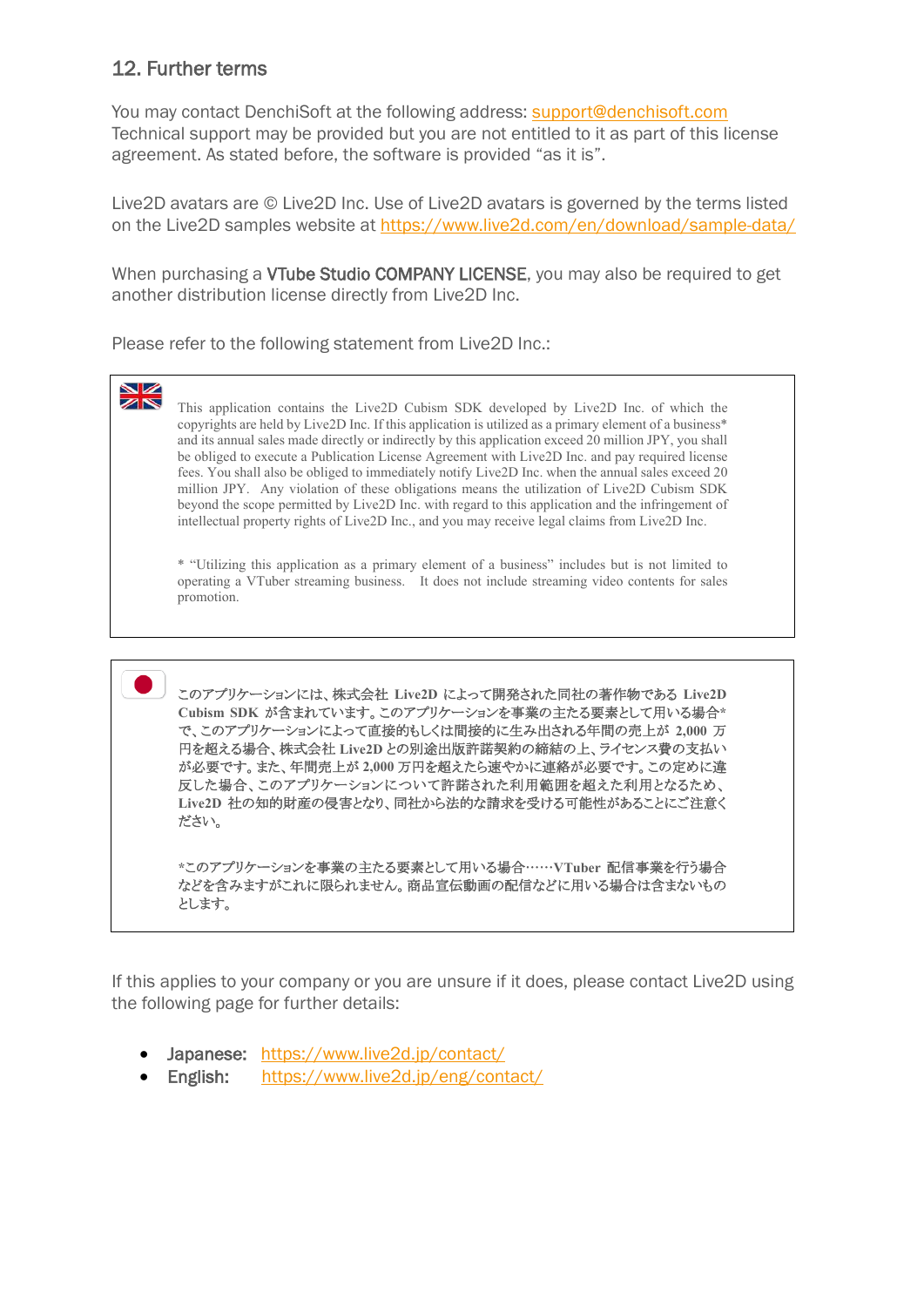## 12. Further terms

You may contact DenchiSoft at the following address: support@denchisoft.com
Technical support may be provided but you are not entitled to it as part of this license agreement. As stated before, the software is provided "as it is".

Live2D avatars are © Live2D Inc. Use of Live2D avatars is governed by the terms listed on the Live2D samples website at https://www.live2d.com/en/download/sample-data/

When purchasing a **VTube Studio COMPANY LICENSE**, you may also be required to get another distribution license directly from Live2D Inc.

Please refer to the following statement from Live2D Inc.:

> This application contains the Live2D Cubism SDK developed by Live2D Inc. of which the copyrights are held by Live2D Inc. If this application is utilized as a primary element of a business* and its annual sales made directly or indirectly by this application exceed 20 million JPY, you shall be obliged to execute a Publication License Agreement with Live2D Inc. and pay required license fees. You shall also be obliged to immediately notify Live2D Inc. when the annual sales exceed 20 million JPY. Any violation of these obligations means the utilization of Live2D Cubism SDK beyond the scope permitted by Live2D Inc. with regard to this application and the infringement of intellectual property rights of Live2D Inc., and you may receive legal claims from Live2D Inc.
>
> * "Utilizing this application as a primary element of a business" includes but is not limited to operating a VTuber streaming business. It does not include streaming video contents for sales promotion.

> このアプリケーションには、株式会社 **Live2D** によって開発された同社の著作物である **Live2D Cubism SDK** が含まれています。このアプリケーションを事業の主たる要素として用いる場合*で、このアプリケーションによって直接的もしくは間接的に生み出される年間の売上が **2,000** 万円を超える場合、株式会社 **Live2D** との別途出版許諾契約の締結の上、ライセンス費の支払いが必要です。また、年間売上が **2,000** 万円を超えたら速やかに連絡が必要です。この定めに違反した場合、このアプリケーションについて許諾された利用範囲を超えた利用となるため、**Live2D** 社の知的財産の侵害となり、同社から法的な請求を受ける可能性があることにご注意ください。
>
> *このアプリケーションを事業の主たる要素として用いる場合……**VTuber** 配信事業を行う場合などを含みますがこれに限られません。商品宣伝動画の配信などに用いる場合は含まないものとします。

If this applies to your company or you are unsure if it does, please contact Live2D using the following page for further details:

- **Japanese:** https://www.live2d.jp/contact/
- **English:** https://www.live2d.jp/eng/contact/